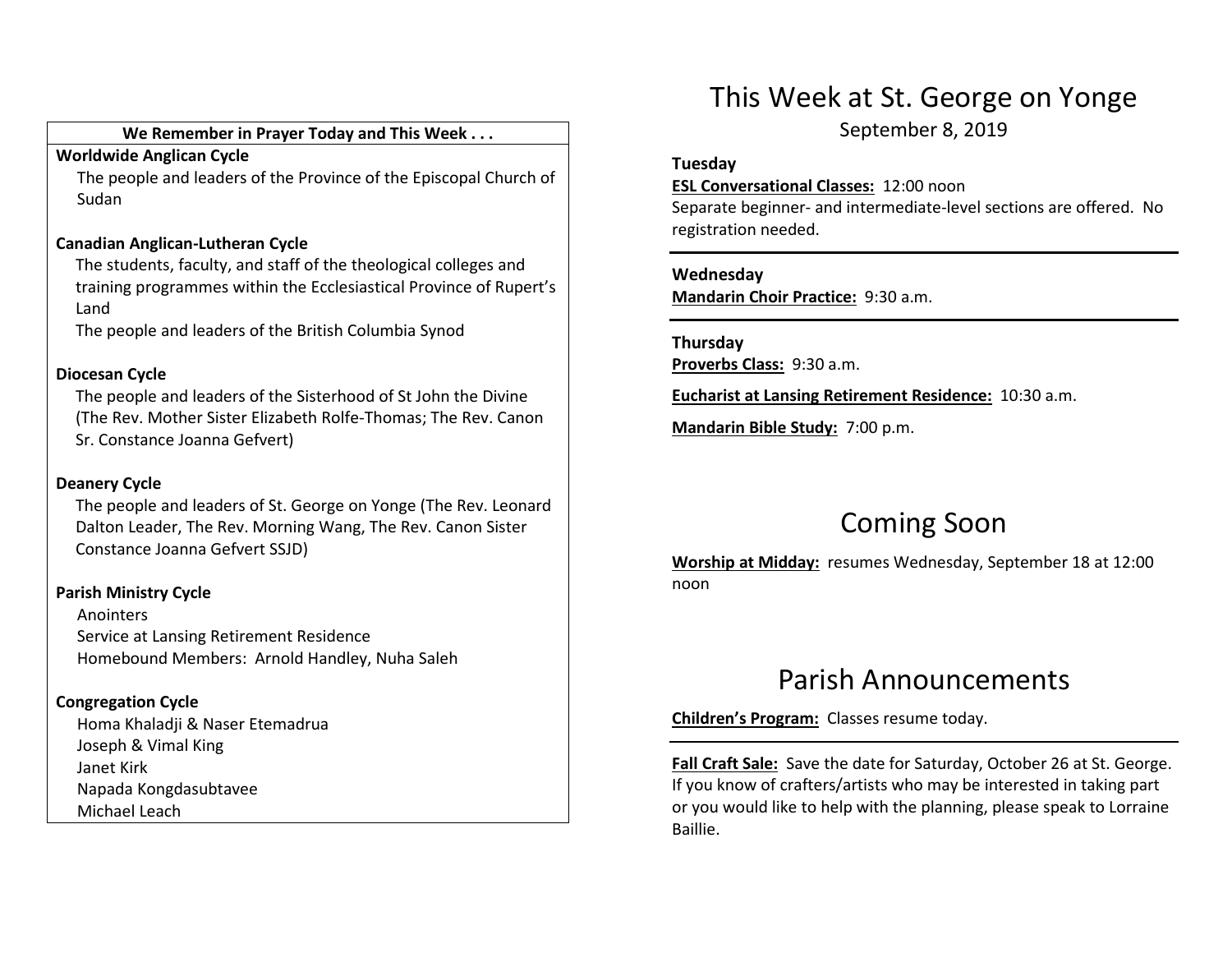**We Remember in Prayer Today and This Week . . .**

**Worldwide Anglican Cycle**

The people and leaders of the Province of the Episcopal Church of Sudan

**Canadian Anglican-Lutheran Cycle**

The students, faculty, and staff of the theological colleges and training programmes within the Ecclesiastical Province of Rupert's Land

The people and leaders of the British Columbia Synod

**Diocesan Cycle**

The people and leaders of the Sisterhood of St John the Divine (The Rev. Mother Sister Elizabeth Rolfe-Thomas; The Rev. Canon Sr. Constance Joanna Gefvert)

**Deanery Cycle**

The people and leaders of St. George on Yonge (The Rev. Leonard Dalton Leader, The Rev. Morning Wang, The Rev. Canon Sister Constance Joanna Gefvert SSJD)

**Parish Ministry Cycle**

Anointers

Service at Lansing Retirement Residence

Homebound Members: Arnold Handley, Nuha Saleh

**Congregation Cycle**

Homa Khaladji & Naser Etemadrua

Joseph & Vimal King

Janet Kirk

Napada Kongdasubtavee

Michael Leach

# This Week at St. George on Yonge

September 8, 2019

**Tuesday**

**ESL Conversational Classes:** 12:00 noon

Separate beginner- and intermediate-level sections are offered. No registration needed.

---

**Wednesday**

**Mandarin Choir Practice:** 9:30 a.m.

---

**Thursday**

**Proverbs Class:** 9:30 a.m.

**Eucharist at Lansing Retirement Residence:** 10:30 a.m.

**Mandarin Bible Study:** 7:00 p.m.

# Coming Soon

**Worship at Midday:** resumes Wednesday, September 18 at 12:00 noon

# Parish Announcements

**Children's Program:** Classes resume today.

---

**Fall Craft Sale:** Save the date for Saturday, October 26 at St. George. If you know of crafters/artists who may be interested in taking part or you would like to help with the planning, please speak to Lorraine Baillie.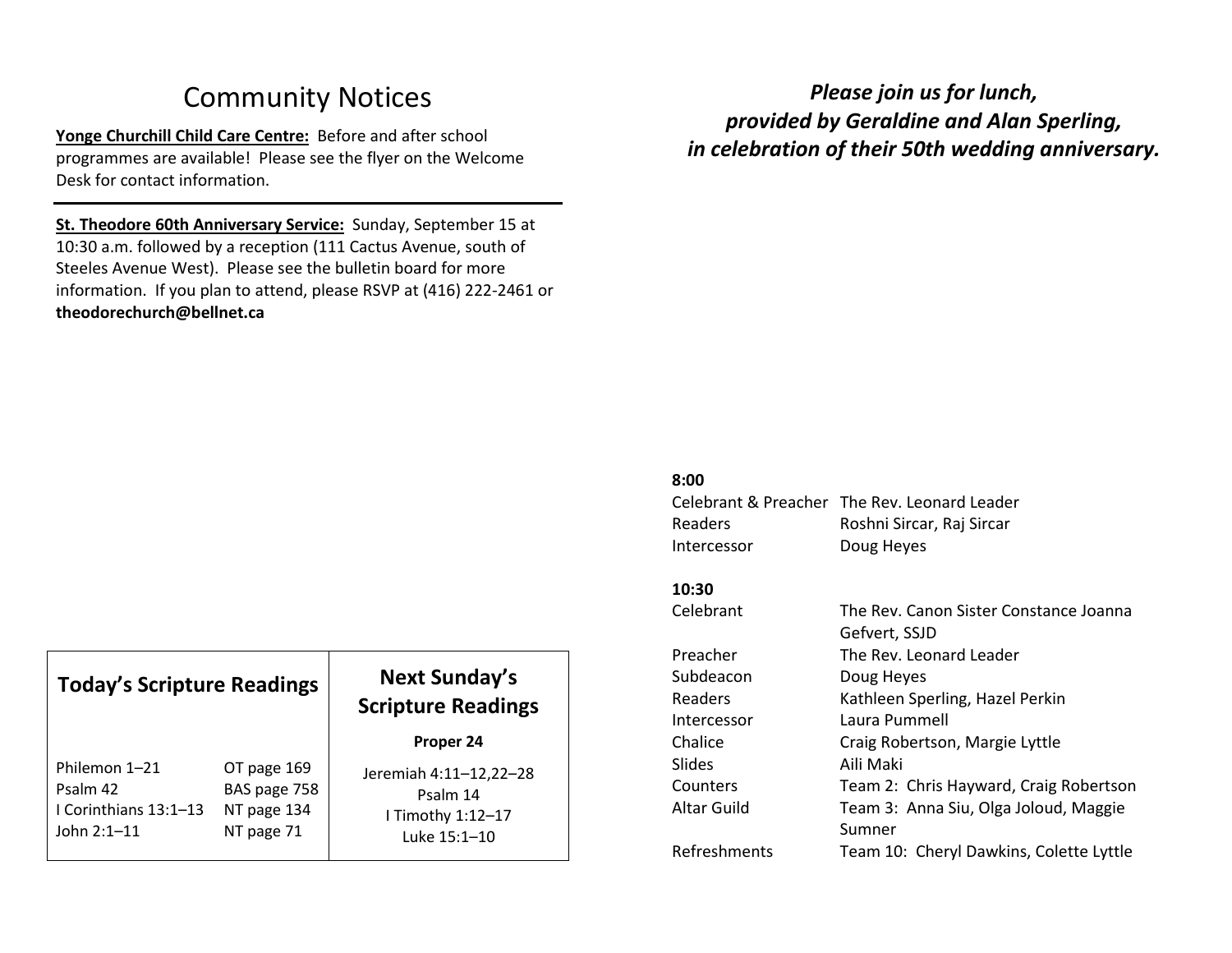# Community Notices

**Yonge Churchill Child Care Centre:** Before and after school programmes are available! Please see the flyer on the Welcome Desk for contact information.

---

**St. Theodore 60th Anniversary Service:** Sunday, September 15 at 10:30 a.m. followed by a reception (111 Cactus Avenue, south of Steeles Avenue West). Please see the bulletin board for more information. If you plan to attend, please RSVP at (416) 222-2461 or **theodorechurch@bellnet.ca**

| **Today's Scripture Readings** | | **Next Sunday's Scripture Readings** |
|---|---|---|
| | | **Proper 24** |
| Philemon 1–21 | OT page 169 | Jeremiah 4:11–12,22–28 |
| Psalm 42 | BAS page 758 | Psalm 14 |
| I Corinthians 13:1–13 | NT page 134 | I Timothy 1:12–17 |
| John 2:1–11 | NT page 71 | Luke 15:1–10 |

***Please join us for lunch, provided by Geraldine and Alan Sperling, in celebration of their 50th wedding anniversary.***

**8:00**

| | |
|---|---|
| Celebrant & Preacher | The Rev. Leonard Leader |
| Readers | Roshni Sircar, Raj Sircar |
| Intercessor | Doug Heyes |

**10:30**

| | |
|---|---|
| Celebrant | The Rev. Canon Sister Constance Joanna Gefvert, SSJD |
| Preacher | The Rev. Leonard Leader |
| Subdeacon | Doug Heyes |
| Readers | Kathleen Sperling, Hazel Perkin |
| Intercessor | Laura Pummell |
| Chalice | Craig Robertson, Margie Lyttle |
| Slides | Aili Maki |
| Counters | Team 2: Chris Hayward, Craig Robertson |
| Altar Guild | Team 3: Anna Siu, Olga Joloud, Maggie Sumner |
| Refreshments | Team 10: Cheryl Dawkins, Colette Lyttle |